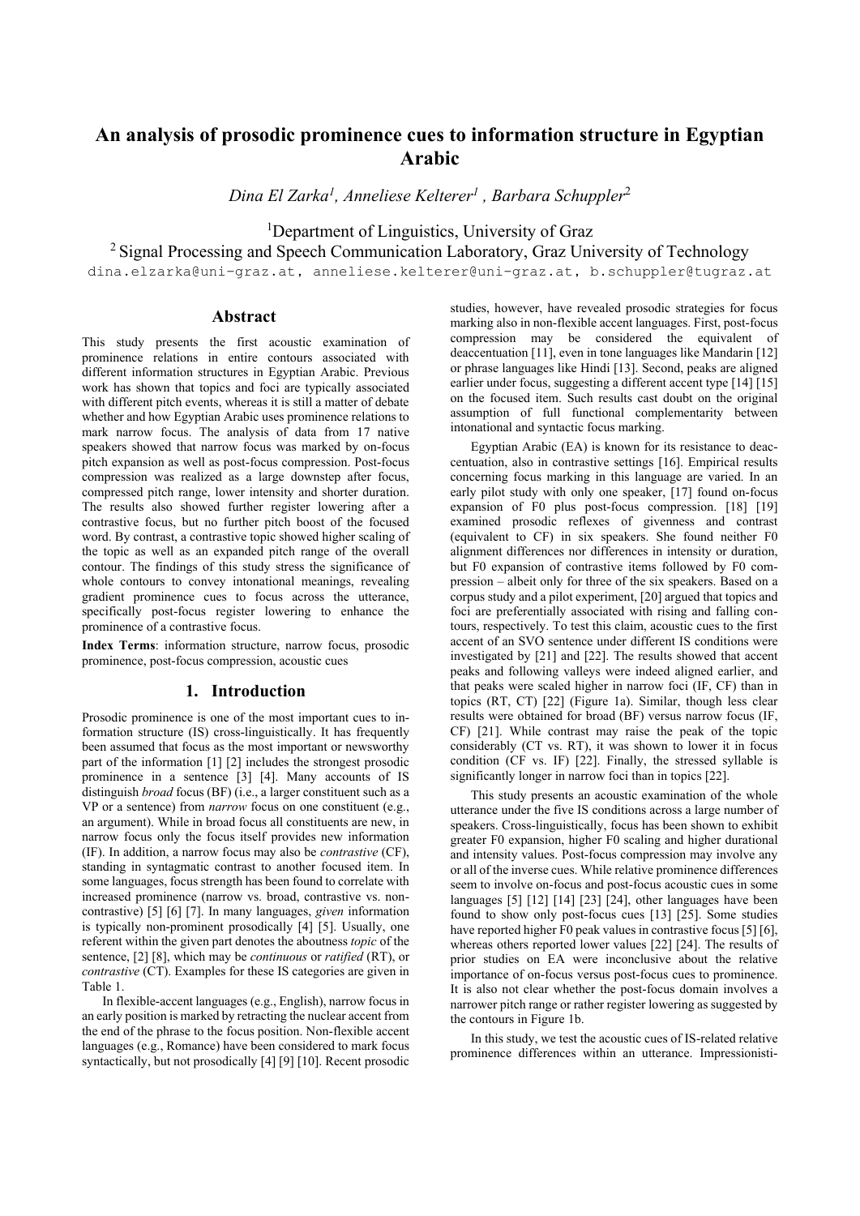# An analysis of prosodic prominence cues to information structure in Egyptian Arabic

*Dina El Zarka*[1], *Anneliese Kelterer*[1], *Barbara Schuppler*[2]

[1]Department of Linguistics, University of Graz

[2] Signal Processing and Speech Communication Laboratory, Graz University of Technology

dina.elzarka@uni-graz.at, anneliese.kelterer@uni-graz.at, b.schuppler@tugraz.at

## Abstract

This study presents the first acoustic examination of prominence relations in entire contours associated with different information structures in Egyptian Arabic. Previous work has shown that topics and foci are typically associated with different pitch events, whereas it is still a matter of debate whether and how Egyptian Arabic uses prominence relations to mark narrow focus. The analysis of data from 17 native speakers showed that narrow focus was marked by on-focus pitch expansion as well as post-focus compression. Post-focus compression was realized as a large downstep after focus, compressed pitch range, lower intensity and shorter duration. The results also showed further register lowering after a contrastive focus, but no further pitch boost of the focused word. By contrast, a contrastive topic showed higher scaling of the topic as well as an expanded pitch range of the overall contour. The findings of this study stress the significance of whole contours to convey intonational meanings, revealing gradient prominence cues to focus across the utterance, specifically post-focus register lowering to enhance the prominence of a contrastive focus.

**Index Terms**: information structure, narrow focus, prosodic prominence, post-focus compression, acoustic cues

## 1. Introduction

Prosodic prominence is one of the most important cues to information structure (IS) cross-linguistically. It has frequently been assumed that focus as the most important or newsworthy part of the information [1] [2] includes the strongest prosodic prominence in a sentence [3] [4]. Many accounts of IS distinguish *broad* focus (BF) (i.e., a larger constituent such as a VP or a sentence) from *narrow* focus on one constituent (e.g., an argument). While in broad focus all constituents are new, in narrow focus only the focus itself provides new information (IF). In addition, a narrow focus may also be *contrastive* (CF), standing in syntagmatic contrast to another focused item. In some languages, focus strength has been found to correlate with increased prominence (narrow vs. broad, contrastive vs. non-contrastive) [5] [6] [7]. In many languages, *given* information is typically non-prominent prosodically [4] [5]. Usually, one referent within the given part denotes the aboutness *topic* of the sentence, [2] [8], which may be *continuous* or *ratified* (RT), or *contrastive* (CT). Examples for these IS categories are given in Table 1.

In flexible-accent languages (e.g., English), narrow focus in an early position is marked by retracting the nuclear accent from the end of the phrase to the focus position. Non-flexible accent languages (e.g., Romance) have been considered to mark focus syntactically, but not prosodically [4] [9] [10]. Recent prosodic studies, however, have revealed prosodic strategies for focus marking also in non-flexible accent languages. First, post-focus compression may be considered the equivalent of deaccentuation [11], even in tone languages like Mandarin [12] or phrase languages like Hindi [13]. Second, peaks are aligned earlier under focus, suggesting a different accent type [14] [15] on the focused item. Such results cast doubt on the original assumption of full functional complementarity between intonational and syntactic focus marking.

Egyptian Arabic (EA) is known for its resistance to deaccentuation, also in contrastive settings [16]. Empirical results concerning focus marking in this language are varied. In an early pilot study with only one speaker, [17] found on-focus expansion of F0 plus post-focus compression. [18] [19] examined prosodic reflexes of givenness and contrast (equivalent to CF) in six speakers. She found neither F0 alignment differences nor differences in intensity or duration, but F0 expansion of contrastive items followed by F0 compression – albeit only for three of the six speakers. Based on a corpus study and a pilot experiment, [20] argued that topics and foci are preferentially associated with rising and falling contours, respectively. To test this claim, acoustic cues to the first accent of an SVO sentence under different IS conditions were investigated by [21] and [22]. The results showed that accent peaks and following valleys were indeed aligned earlier, and that peaks were scaled higher in narrow foci (IF, CF) than in topics (RT, CT) [22] (Figure 1a). Similar, though less clear results were obtained for broad (BF) versus narrow focus (IF, CF) [21]. While contrast may raise the peak of the topic considerably (CT vs. RT), it was shown to lower it in focus condition (CF vs. IF) [22]. Finally, the stressed syllable is significantly longer in narrow foci than in topics [22].

This study presents an acoustic examination of the whole utterance under the five IS conditions across a large number of speakers. Cross-linguistically, focus has been shown to exhibit greater F0 expansion, higher F0 scaling and higher durational and intensity values. Post-focus compression may involve any or all of the inverse cues. While relative prominence differences seem to involve on-focus and post-focus acoustic cues in some languages [5] [12] [14] [23] [24], other languages have been found to show only post-focus cues [13] [25]. Some studies have reported higher F0 peak values in contrastive focus [5] [6], whereas others reported lower values [22] [24]. The results of prior studies on EA were inconclusive about the relative importance of on-focus versus post-focus cues to prominence. It is also not clear whether the post-focus domain involves a narrower pitch range or rather register lowering as suggested by the contours in Figure 1b.

In this study, we test the acoustic cues of IS-related relative prominence differences within an utterance. Impressionisti-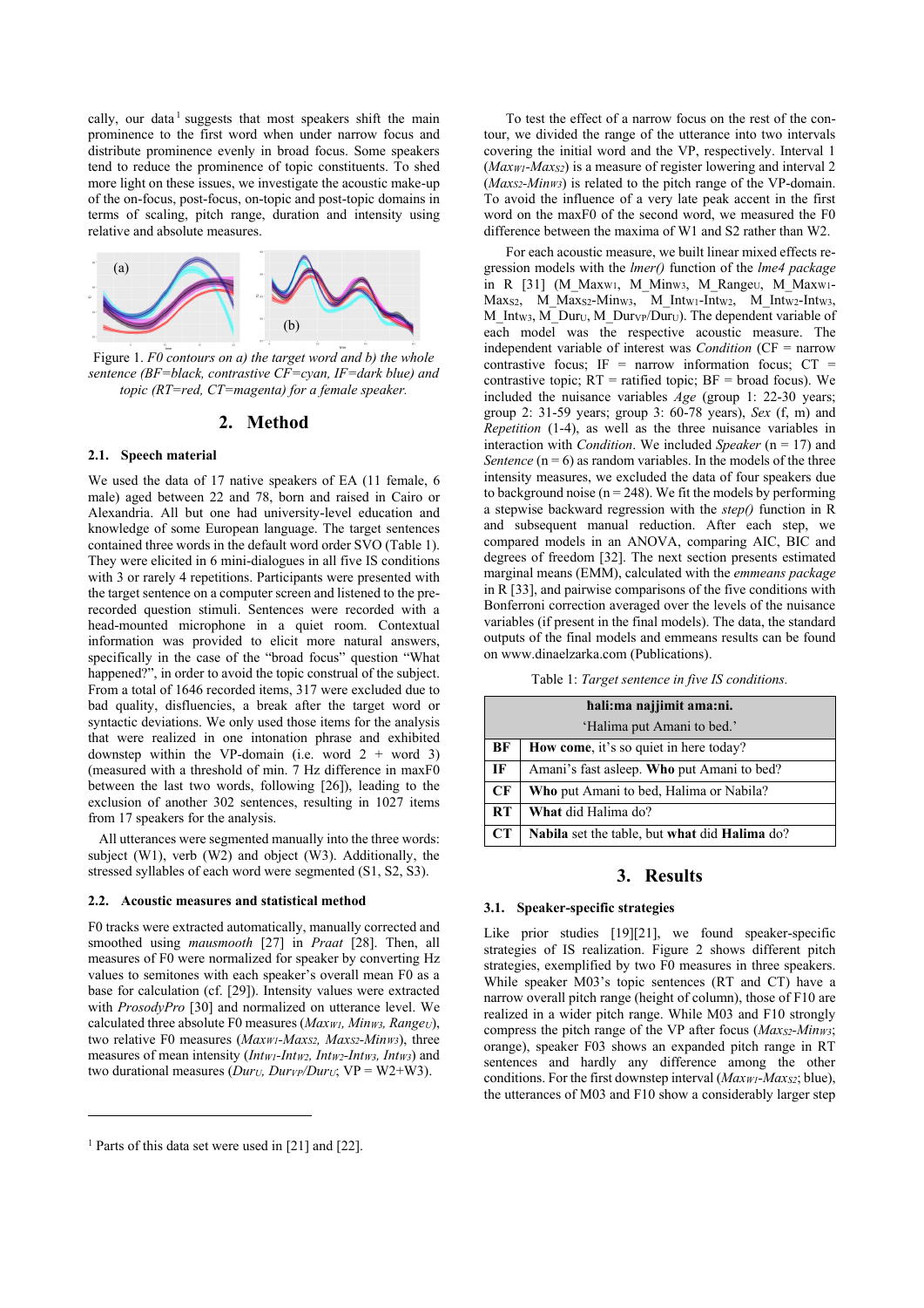cally, our data[1] suggests that most speakers shift the main prominence to the first word when under narrow focus and distribute prominence evenly in broad focus. Some speakers tend to reduce the prominence of topic constituents. To shed more light on these issues, we investigate the acoustic make-up of the on-focus, post-focus, on-topic and post-topic domains in terms of scaling, pitch range, duration and intensity using relative and absolute measures.

Figure 1. *F0 contours on a) the target word and b) the whole sentence (BF=black, contrastive CF=cyan, IF=dark blue) and topic (RT=red, CT=magenta) for a female speaker.*

## 2. Method

### 2.1. Speech material

We used the data of 17 native speakers of EA (11 female, 6 male) aged between 22 and 78, born and raised in Cairo or Alexandria. All but one had university-level education and knowledge of some European language. The target sentences contained three words in the default word order SVO (Table 1). They were elicited in 6 mini-dialogues in all five IS conditions with 3 or rarely 4 repetitions. Participants were presented with the target sentence on a computer screen and listened to the pre-recorded question stimuli. Sentences were recorded with a head-mounted microphone in a quiet room. Contextual information was provided to elicit more natural answers, specifically in the case of the "broad focus" question "What happened?", in order to avoid the topic construal of the subject. From a total of 1646 recorded items, 317 were excluded due to bad quality, disfluencies, a break after the target word or syntactic deviations. We only used those items for the analysis that were realized in one intonation phrase and exhibited downstep within the VP-domain (i.e. word 2 + word 3) (measured with a threshold of min. 7 Hz difference in maxF0 between the last two words, following [26]), leading to the exclusion of another 302 sentences, resulting in 1027 items from 17 speakers for the analysis.

All utterances were segmented manually into the three words: subject (W1), verb (W2) and object (W3). Additionally, the stressed syllables of each word were segmented (S1, S2, S3).

### 2.2. Acoustic measures and statistical method

F0 tracks were extracted automatically, manually corrected and smoothed using *mausmooth* [27] in *Praat* [28]. Then, all measures of F0 were normalized for speaker by converting Hz values to semitones with each speaker's overall mean F0 as a base for calculation (cf. [29]). Intensity values were extracted with *ProsodyPro* [30] and normalized on utterance level. We calculated three absolute F0 measures ($Max_{W1}$, $Min_{W3}$, $Range_U$), two relative F0 measures ($Max_{W1}$-$Max_{S2}$, $Max_{S2}$-$Min_{W3}$), three measures of mean intensity ($Int_{W1}$-$Int_{W2}$, $Int_{W2}$-$Int_{W3}$, $Int_{W3}$) and two durational measures ($Dur_U$, $Dur_{VP}/Dur_U$; VP = W2+W3).

[1] Parts of this data set were used in [21] and [22].

To test the effect of a narrow focus on the rest of the contour, we divided the range of the utterance into two intervals covering the initial word and the VP, respectively. Interval 1 ($Max_{W1}$-$Max_{S2}$) is a measure of register lowering and interval 2 ($Max_{S2}$-$Min_{W3}$) is related to the pitch range of the VP-domain. To avoid the influence of a very late peak accent in the first word on the maxF0 of the second word, we measured the F0 difference between the maxima of W1 and S2 rather than W2.

For each acoustic measure, we built linear mixed effects regression models with the *lmer()* function of the *lme4 package* in R [31] (M_$Max_{W1}$, M_$Min_{W3}$, M_$Range_U$, M_$Max_{W1}$-$Max_{S2}$, M_$Max_{S2}$-$Min_{W3}$, M_$Int_{W1}$-$Int_{W2}$, M_$Int_{W2}$-$Int_{W3}$, M_$Int_{W3}$, M_$Dur_U$, M_$Dur_{VP}/Dur_U$). The dependent variable of each model was the respective acoustic measure. The independent variable of interest was *Condition* (CF = narrow contrastive focus; IF = narrow information focus; CT = contrastive topic; RT = ratified topic; BF = broad focus). We included the nuisance variables *Age* (group 1: 22-30 years; group 2: 31-59 years; group 3: 60-78 years), *Sex* (f, m) and *Repetition* (1-4), as well as the three nuisance variables in interaction with *Condition*. We included *Speaker* (n = 17) and *Sentence* (n = 6) as random variables. In the models of the three intensity measures, we excluded the data of four speakers due to background noise (n = 248). We fit the models by performing a stepwise backward regression with the *step()* function in R and subsequent manual reduction. After each step, we compared models in an ANOVA, comparing AIC, BIC and degrees of freedom [32]. The next section presents estimated marginal means (EMM), calculated with the *emmeans package* in R [33], and pairwise comparisons of the five conditions with Bonferroni correction averaged over the levels of the nuisance variables (if present in the final models). The data, the standard outputs of the final models and emmeans results can be found on www.dinaelzarka.com (Publications).

Table 1: *Target sentence in five IS conditions.*

| | **hali:ma najjimit ama:ni.**<br>'Halima put Amani to bed.' |
|---|---|
| **BF** | **How come**, it's so quiet in here today? |
| **IF** | Amani's fast asleep. **Who** put Amani to bed? |
| **CF** | **Who** put Amani to bed, Halima or Nabila? |
| **RT** | **What** did Halima do? |
| **CT** | Nabila set the table, but **what** did **Halima** do? |

## 3. Results

### 3.1. Speaker-specific strategies

Like prior studies [19][21], we found speaker-specific strategies of IS realization. Figure 2 shows different pitch strategies, exemplified by two F0 measures in three speakers. While speaker M03's topic sentences (RT and CT) have a narrow overall pitch range (height of column), those of F10 are realized in a wider pitch range. While M03 and F10 strongly compress the pitch range of the VP after focus ($Max_{S2}$-$Min_{W3}$; orange), speaker F03 shows an expanded pitch range in RT sentences and hardly any difference among the other conditions. For the first downstep interval ($Max_{W1}$-$Max_{S2}$; blue), the utterances of M03 and F10 show a considerably larger step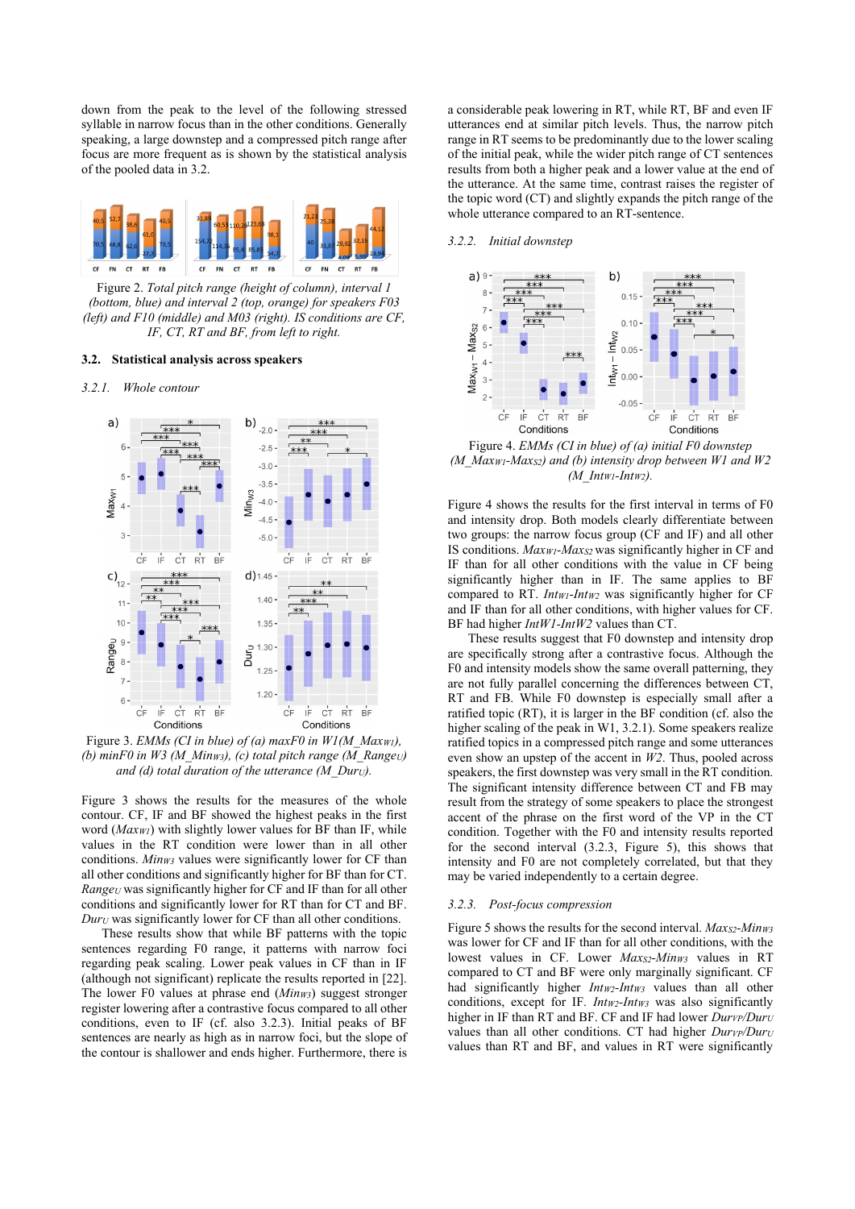down from the peak to the level of the following stressed syllable in narrow focus than in the other conditions. Generally speaking, a large downstep and a compressed pitch range after focus are more frequent as is shown by the statistical analysis of the pooled data in 3.2.

Figure 2. *Total pitch range (height of column), interval 1 (bottom, blue) and interval 2 (top, orange) for speakers F03 (left) and F10 (middle) and M03 (right). IS conditions are CF, FN, CT, RT and BF, from left to right.*

### 3.2. Statistical analysis across speakers

#### 3.2.1. *Whole contour*

Figure 3. *EMMs (CI in blue) of (a) maxF0 in W1(M_$Max_{W1}$), (b) minF0 in W3 (M_$Min_{W3}$), (c) total pitch range (M_$Range_U$) and (d) total duration of the utterance (M_$Dur_U$).*

Figure 3 shows the results for the measures of the whole contour. CF, IF and BF showed the highest peaks in the first word ($Max_{W1}$) with slightly lower values for BF than IF, while values in the RT condition were lower than in all other conditions. $Min_{W3}$ values were significantly lower for CF than all other conditions and significantly higher for BF than for CT. $Range_U$ was significantly higher for CF and IF than for all other conditions and significantly lower for RT than for CT and BF. $Dur_U$ was significantly lower for CF than all other conditions.

These results show that while BF patterns with the topic sentences regarding F0 range, it patterns with narrow foci regarding peak scaling. Lower peak values in CF than in IF (although not significant) replicate the results reported in [22]. The lower F0 values at phrase end ($Min_{W3}$) suggest stronger register lowering after a contrastive focus compared to all other conditions, even to IF (cf. also 3.2.3). Initial peaks of BF sentences are nearly as high as in narrow foci, but the slope of the contour is shallower and ends higher. Furthermore, there is a considerable peak lowering in RT, while RT, BF and even IF utterances end at similar pitch levels. Thus, the narrow pitch range in RT seems to be predominantly due to the lower scaling of the initial peak, while the wider pitch range of CT sentences results from both a higher peak and a lower value at the end of the utterance. At the same time, contrast raises the register of the topic word (CT) and slightly expands the pitch range of the whole utterance compared to an RT-sentence.

#### 3.2.2. *Initial downstep*

Figure 4. *EMMs (CI in blue) of (a) initial F0 downstep (M_$Max_{W1}$-$Max_{S2}$) and (b) intensity drop between W1 and W2 (M_$Int_{W1}$-$Int_{W2}$).*

Figure 4 shows the results for the first interval in terms of F0 and intensity drop. Both models clearly differentiate between two groups: the narrow focus group (CF and IF) and all other IS conditions. $Max_{W1}$-$Max_{S2}$ was significantly higher in CF and IF than for all other conditions with the value in CF being significantly higher than in IF. The same applies to BF compared to RT. $Int_{W1}$-$Int_{W2}$ was significantly higher for CF and IF than for all other conditions, with higher values for CF. BF had higher $IntW1$-$IntW2$ values than CT.

These results suggest that F0 downstep and intensity drop are specifically strong after a contrastive focus. Although the F0 and intensity models show the same overall patterning, they are not fully parallel concerning the differences between CT, RT and FB. While F0 downstep is especially small after a ratified topic (RT), it is larger in the BF condition (cf. also the higher scaling of the peak in W1, 3.2.1). Some speakers realize ratified topics in a compressed pitch range and some utterances even show an upstep of the accent in *W2*. Thus, pooled across speakers, the first downstep was very small in the RT condition. The significant intensity difference between CT and FB may result from the strategy of some speakers to place the strongest accent of the phrase on the first word of the VP in the CT condition. Together with the F0 and intensity results reported for the second interval (3.2.3, Figure 5), this shows that intensity and F0 are not completely correlated, but that they may be varied independently to a certain degree.

#### 3.2.3. *Post-focus compression*

Figure 5 shows the results for the second interval. $Max_{S2}$-$Min_{W3}$ was lower for CF and IF than for all other conditions, with the lowest values in CF. Lower $Max_{S2}$-$Min_{W3}$ values in RT compared to CT and BF were only marginally significant. CF had significantly higher $Int_{W2}$-$Int_{W3}$ values than all other conditions, except for IF. $Int_{W2}$-$Int_{W3}$ was also significantly higher in IF than RT and BF. CF and IF had lower $Dur_{VP}/Dur_U$ values than all other conditions. CT had higher $Dur_{VP}/Dur_U$ values than RT and BF, and values in RT were significantly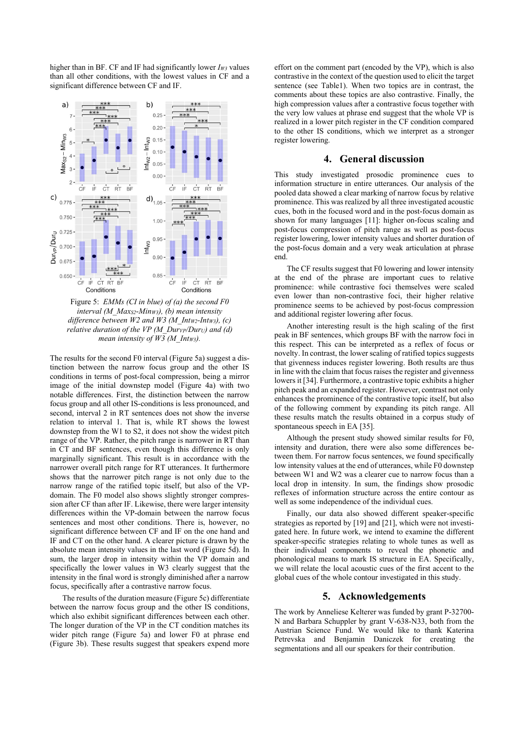higher than in BF. CF and IF had significantly lower $I_{W3}$ values than all other conditions, with the lowest values in CF and a significant difference between CF and IF.

Figure 5: *EMMs (CI in blue) of (a) the second F0 interval ($M\_Max_{S2}$-$Min_{W3}$), (b) mean intensity difference between W2 and W3 ($M\_Int_{W2}$-$Int_{W3}$), (c) relative duration of the VP ($M\_Dur_{VP}/Dur_U$) and (d) mean intensity of W3 ($M\_Int_{W3}$).*

The results for the second F0 interval (Figure 5a) suggest a distinction between the narrow focus group and the other IS conditions in terms of post-focal compression, being a mirror image of the initial downstep model (Figure 4a) with two notable differences. First, the distinction between the narrow focus group and all other IS-conditions is less pronounced, and second, interval 2 in RT sentences does not show the inverse relation to interval 1. That is, while RT shows the lowest downstep from the W1 to S2, it does not show the widest pitch range of the VP. Rather, the pitch range is narrower in RT than in CT and BF sentences, even though this difference is only marginally significant. This result is in accordance with the narrower overall pitch range for RT utterances. It furthermore shows that the narrower pitch range is not only due to the narrow range of the ratified topic itself, but also of the VP-domain. The F0 model also shows slightly stronger compression after CF than after IF. Likewise, there were larger intensity differences within the VP-domain between the narrow focus sentences and most other conditions. There is, however, no significant difference between CF and IF on the one hand and IF and CT on the other hand. A clearer picture is drawn by the absolute mean intensity values in the last word (Figure 5d). In sum, the larger drop in intensity within the VP domain and specifically the lower values in W3 clearly suggest that the intensity in the final word is strongly diminished after a narrow focus, specifically after a contrastive narrow focus.

The results of the duration measure (Figure 5c) differentiate between the narrow focus group and the other IS conditions, which also exhibit significant differences between each other. The longer duration of the VP in the CT condition matches its wider pitch range (Figure 5a) and lower F0 at phrase end (Figure 3b). These results suggest that speakers expend more effort on the comment part (encoded by the VP), which is also contrastive in the context of the question used to elicit the target sentence (see Table1). When two topics are in contrast, the comments about these topics are also contrastive. Finally, the high compression values after a contrastive focus together with the very low values at phrase end suggest that the whole VP is realized in a lower pitch register in the CF condition compared to the other IS conditions, which we interpret as a stronger register lowering.

## 4. General discussion

This study investigated prosodic prominence cues to information structure in entire utterances. Our analysis of the pooled data showed a clear marking of narrow focus by relative prominence. This was realized by all three investigated acoustic cues, both in the focused word and in the post-focus domain as shown for many languages [11]: higher on-focus scaling and post-focus compression of pitch range as well as post-focus register lowering, lower intensity values and shorter duration of the post-focus domain and a very weak articulation at phrase end.

The CF results suggest that F0 lowering and lower intensity at the end of the phrase are important cues to relative prominence: while contrastive foci themselves were scaled even lower than non-contrastive foci, their higher relative prominence seems to be achieved by post-focus compression and additional register lowering after focus.

Another interesting result is the high scaling of the first peak in BF sentences, which groups BF with the narrow foci in this respect. This can be interpreted as a reflex of focus or novelty. In contrast, the lower scaling of ratified topics suggests that givenness induces register lowering. Both results are thus in line with the claim that focus raises the register and givenness lowers it [34]. Furthermore, a contrastive topic exhibits a higher pitch peak and an expanded register. However, contrast not only enhances the prominence of the contrastive topic itself, but also of the following comment by expanding its pitch range. All these results match the results obtained in a corpus study of spontaneous speech in EA [35].

Although the present study showed similar results for F0, intensity and duration, there were also some differences between them. For narrow focus sentences, we found specifically low intensity values at the end of utterances, while F0 downstep between W1 and W2 was a clearer cue to narrow focus than a local drop in intensity. In sum, the findings show prosodic reflexes of information structure across the entire contour as well as some independence of the individual cues.

Finally, our data also showed different speaker-specific strategies as reported by [19] and [21], which were not investigated here. In future work, we intend to examine the different speaker-specific strategies relating to whole tunes as well as their individual components to reveal the phonetic and phonological means to mark IS structure in EA. Specifically, we will relate the local acoustic cues of the first accent to the global cues of the whole contour investigated in this study.

## 5. Acknowledgements

The work by Anneliese Kelterer was funded by grant P-32700-N and Barbara Schuppler by grant V-638-N33, both from the Austrian Science Fund. We would like to thank Katerina Petrevska and Benjamin Daniczek for creating the segmentations and all our speakers for their contribution.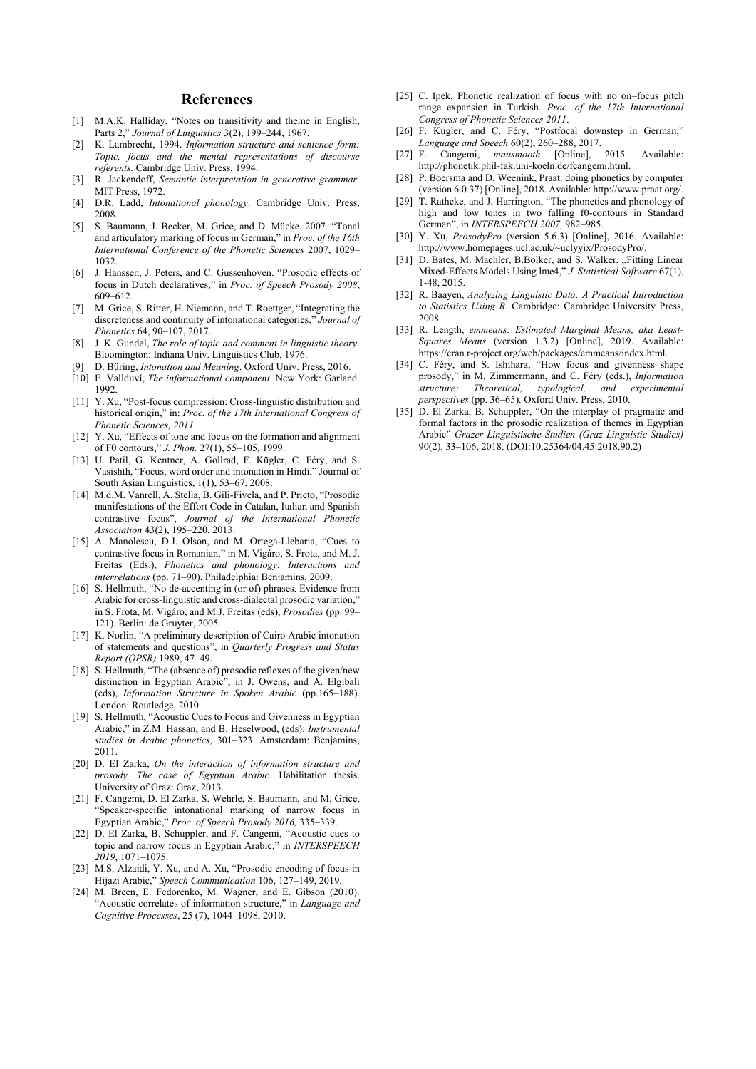## References

[1] M.A.K. Halliday, "Notes on transitivity and theme in English, Parts 2," *Journal of Linguistics* 3(2), 199–244, 1967.

[2] K. Lambrecht, 1994. *Information structure and sentence form: Topic, focus and the mental representations of discourse referents*. Cambridge Univ. Press, 1994.

[3] R. Jackendoff, *Semantic interpretation in generative grammar.* MIT Press, 1972.

[4] D.R. Ladd, *Intonational phonology*. Cambridge Univ. Press, 2008.

[5] S. Baumann, J. Becker, M. Grice, and D. Mücke. 2007. "Tonal and articulatory marking of focus in German," in *Proc. of the 16th International Conference of the Phonetic Sciences* 2007, 1029–1032.

[6] J. Hanssen, J. Peters, and C. Gussenhoven. "Prosodic effects of focus in Dutch declaratives," in *Proc. of Speech Prosody 2008*, 609–612.

[7] M. Grice, S. Ritter, H. Niemann, and T. Roettger, "Integrating the discreteness and continuity of intonational categories," *Journal of Phonetics* 64, 90–107, 2017.

[8] J. K. Gundel, *The role of topic and comment in linguistic theory*. Bloomington: Indiana Univ. Linguistics Club, 1976.

[9] D. Büring, *Intonation and Meaning*. Oxford Univ. Press, 2016.

[10] E. Vallduví, *The informational component*. New York: Garland. 1992.

[11] Y. Xu, "Post-focus compression: Cross-linguistic distribution and historical origin," in: *Proc. of the 17th International Congress of Phonetic Sciences, 2011.*

[12] Y. Xu, "Effects of tone and focus on the formation and alignment of F0 contours," *J. Phon.* 27(1), 55–105, 1999.

[13] U. Patil, G. Kentner, A. Gollrad, F. Kügler, C. Féry, and S. Vasishth, "Focus, word order and intonation in Hindi," Journal of South Asian Linguistics, 1(1), 53–67, 2008.

[14] M.d.M. Vanrell, A. Stella, B. Gili-Fivela, and P. Prieto, "Prosodic manifestations of the Effort Code in Catalan, Italian and Spanish contrastive focus", *Journal of the International Phonetic Association* 43(2), 195–220, 2013.

[15] A. Manolescu, D.J. Olson, and M. Ortega-Llebaria, "Cues to contrastive focus in Romanian," in M. Vigáro, S. Frota, and M. J. Freitas (Eds.), *Phonetics and phonology: Interactions and interrelations* (pp. 71–90). Philadelphia: Benjamins, 2009.

[16] S. Hellmuth, "No de-accenting in (or of) phrases. Evidence from Arabic for cross-linguistic and cross-dialectal prosodic variation," in S. Frota, M. Vigáro, and M.J. Freitas (eds), *Prosodies* (pp. 99–121). Berlin: de Gruyter, 2005.

[17] K. Norlin, "A preliminary description of Cairo Arabic intonation of statements and questions", in *Quarterly Progress and Status Report (QPSR)* 1989, 47–49.

[18] S. Hellmuth, "The (absence of) prosodic reflexes of the given/new distinction in Egyptian Arabic", in J. Owens, and A. Elgibali (eds), *Information Structure in Spoken Arabic* (pp.165–188). London: Routledge, 2010.

[19] S. Hellmuth, "Acoustic Cues to Focus and Givenness in Egyptian Arabic," in Z.M. Hassan, and B. Heselwood, (eds): *Instrumental studies in Arabic phonetics,* 301–323. Amsterdam: Benjamins, 2011.

[20] D. El Zarka, *On the interaction of information structure and prosody. The case of Egyptian Arabic*. Habilitation thesis. University of Graz: Graz, 2013.

[21] F. Cangemi, D. El Zarka, S. Wehrle, S. Baumann, and M. Grice, "Speaker-specific intonational marking of narrow focus in Egyptian Arabic," *Proc. of Speech Prosody 2016,* 335–339.

[22] D. El Zarka, B. Schuppler, and F. Cangemi, "Acoustic cues to topic and narrow focus in Egyptian Arabic," in *INTERSPEECH 2019*, 1071–1075.

[23] M.S. Alzaidi, Y. Xu, and A. Xu, "Prosodic encoding of focus in Hijazi Arabic," *Speech Communication* 106, 127–149, 2019.

[24] M. Breen, E. Fedorenko, M. Wagner, and E. Gibson (2010). "Acoustic correlates of information structure," in *Language and Cognitive Processes*, 25 (7), 1044–1098, 2010.

[25] C. Ipek, Phonetic realization of focus with no on–focus pitch range expansion in Turkish. *Proc. of the 17th International Congress of Phonetic Sciences 2011*.

[26] F. Kügler, and C. Féry, "Postfocal downstep in German," *Language and Speech* 60(2), 260–288, 2017.

[27] F. Cangemi, *mausmooth* [Online], 2015. Available: http://phonetik.phil-fak.uni-koeln.de/fcangemi.html.

[28] P. Boersma and D. Weenink, Praat: doing phonetics by computer (version 6.0.37) [Online], 2018. Available: http://www.praat.org/.

[29] T. Rathcke, and J. Harrington, "The phonetics and phonology of high and low tones in two falling f0-contours in Standard German", in *INTERSPEECH 2007,* 982–985.

[30] Y. Xu, *ProsodyPro* (version 5.6.3) [Online], 2016. Available: http://www.homepages.ucl.ac.uk/~uclyyix/ProsodyPro/.

[31] D. Bates, M. Mächler, B.Bolker, and S. Walker, „Fitting Linear Mixed-Effects Models Using lme4," *J. Statistical Software* 67(1), 1-48, 2015.

[32] R. Baayen, *Analyzing Linguistic Data: A Practical Introduction to Statistics Using R*. Cambridge: Cambridge University Press, 2008.

[33] R. Length, *emmeans: Estimated Marginal Means, aka Least-Squares Means* (version 1.3.2) [Online], 2019. Available: https://cran.r-project.org/web/packages/emmeans/index.html.

[34] C. Féry, and S. Ishihara, "How focus and givenness shape prosody," in M. Zimmermann, and C. Féry (eds.), *Information structure: Theoretical, typological, and experimental perspectives* (pp. 36–65). Oxford Univ. Press, 2010.

[35] D. El Zarka, B. Schuppler, "On the interplay of pragmatic and formal factors in the prosodic realization of themes in Egyptian Arabic" *Grazer Linguistische Studien (Graz Linguistic Studies)* 90(2), 33–106, 2018. (DOI:10.25364/04.45:2018.90.2)